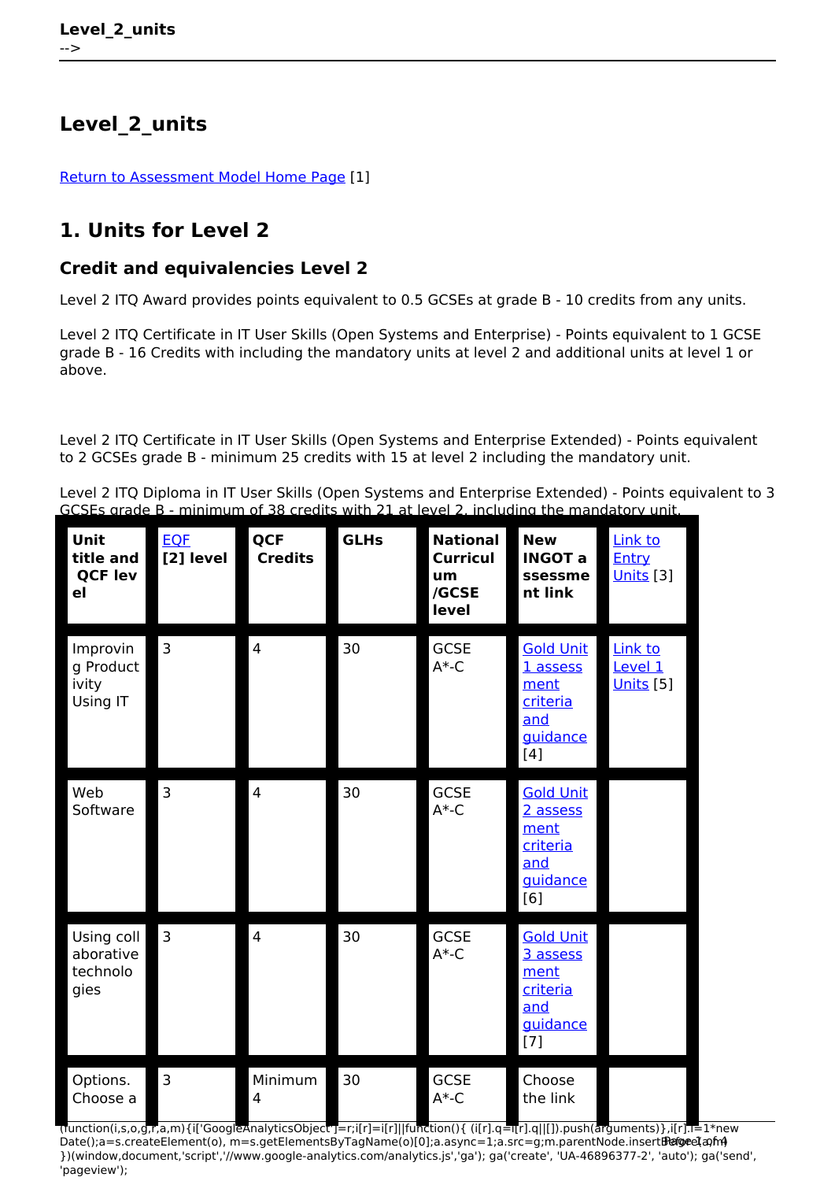# Level_2_units

[Return to Assessment Model Home Page](#) [1]

## 1. Units for Level 2

### Credit and equivalencies Level 2

Level 2 ITQ Award provides points equivalent to 0.5 GCSEs at grade B - 10 credits from any units.

Level 2 ITQ Certificate in IT User Skills (Open Systems and Enterprise) - Points equivalent to 1 GCSE grade B - 16 Credits with including the mandatory units at level 2 and additional units at level 1 or above.

Level 2 ITQ Certificate in IT User Skills (Open Systems and Enterprise Extended) - Points equivalent to 2 GCSEs grade B - minimum 25 credits with 15 at level 2 including the mandatory unit.

Level 2 ITQ Diploma in IT User Skills (Open Systems and Enterprise Extended) - Points equivalent to 3 GCSEs grade B - minimum of 38 credits with 21 at level 2, including the mandatory unit.

| Unit title and QCF level | EQF [2] level | QCF Credits | GLHs | National Curriculum /GCSE level | New INGOT assessment link | Link to Entry Units [3] |
|---|---|---|---|---|---|---|
| Improving Productivity Using IT | 3 | 4 | 30 | GCSE A*-C | Gold Unit 1 assessment criteria and guidance [4] | Link to Level 1 Units [5] |
| Web Software | 3 | 4 | 30 | GCSE A*-C | Gold Unit 2 assessment criteria and guidance [6] | |
| Using collaborative technologies | 3 | 4 | 30 | GCSE A*-C | Gold Unit 3 assessment criteria and guidance [7] | |
| Options. Choose a | 3 | Minimum 4 | 30 | GCSE A*-C | Choose the link | |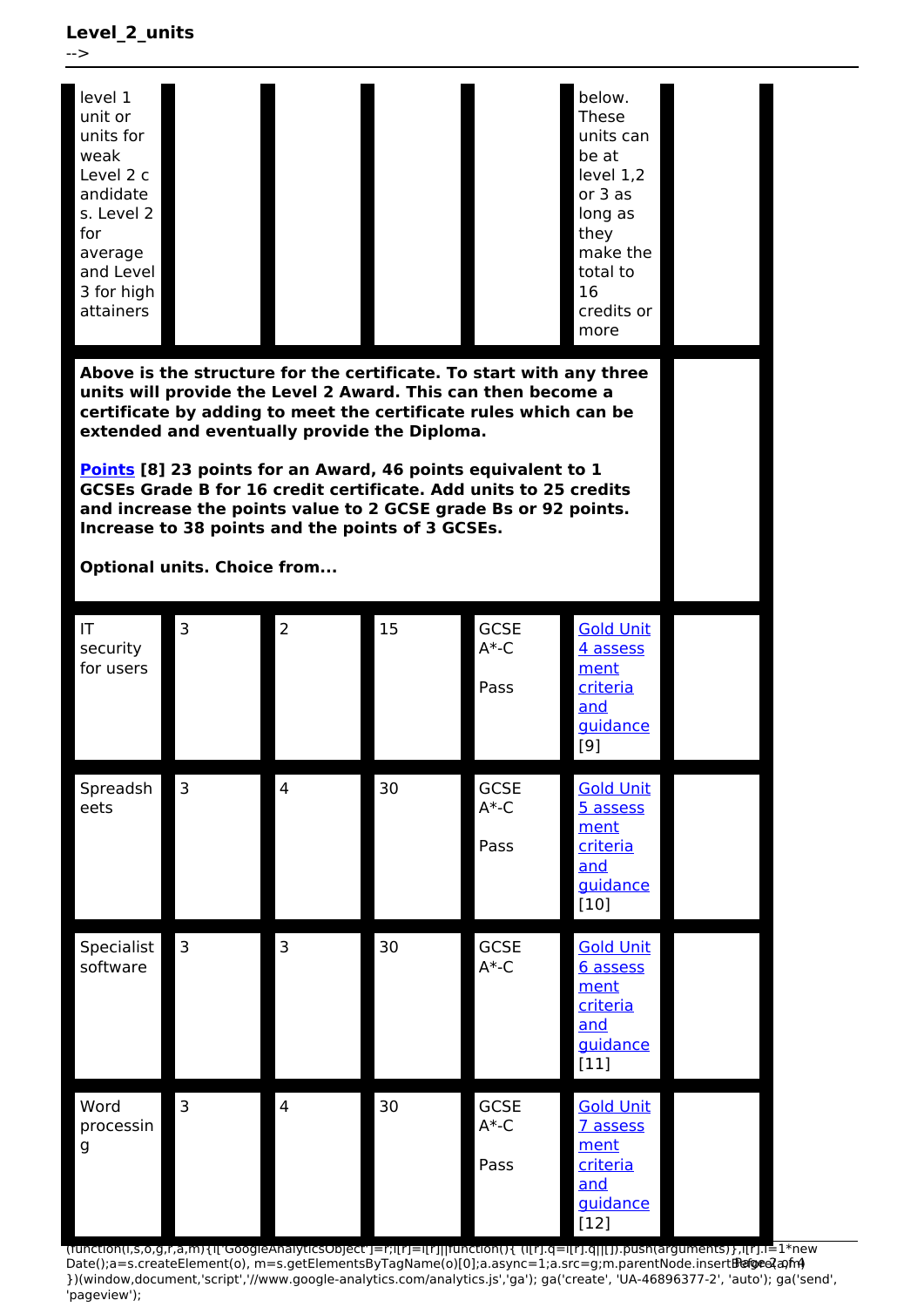| | | | | | | |
|---|---|---|---|---|---|---|
| level 1 unit or units for weak Level 2 candidates. Level 2 for average and Level 3 for high attainers | | | | | below. These units can be at level 1,2 or 3 as long as they make the total to 16 credits or more | |

**Above is the structure for the certificate. To start with any three units will provide the Level 2 Award. This can then become a certificate by adding to meet the certificate rules which can be extended and eventually provide the Diploma.**

**[Points](#) [8] 23 points for an Award, 46 points equivalent to 1 GCSEs Grade B for 16 credit certificate. Add units to 25 credits and increase the points value to 2 GCSE grade Bs or 92 points. Increase to 38 points and the points of 3 GCSEs.**

**Optional units. Choice from...**

| | | | | | | |
|---|---|---|---|---|---|---|
| IT security for users | 3 | 2 | 15 | GCSE A*-C<br><br>Pass | [Gold Unit 4 assessment criteria and guidance](#) [9] | |
| Spreadsheets | 3 | 4 | 30 | GCSE A*-C<br><br>Pass | [Gold Unit 5 assessment criteria and guidance](#) [10] | |
| Specialist software | 3 | 3 | 30 | GCSE A*-C | [Gold Unit 6 assessment criteria and guidance](#) [11] | |
| Word processing | 3 | 4 | 30 | GCSE A*-C<br><br>Pass | [Gold Unit 7 assessment criteria and guidance](#) [12] | |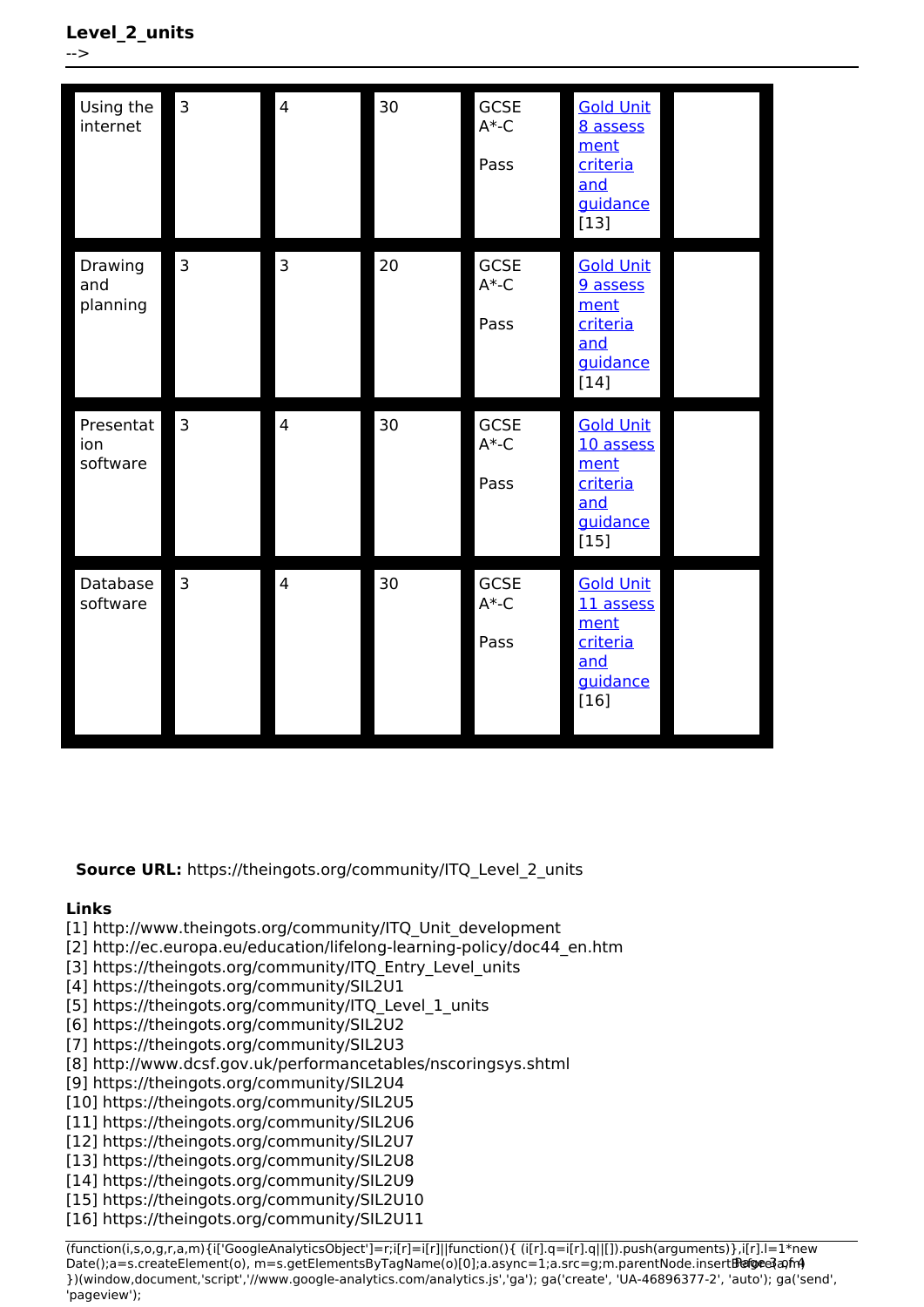**Level_2_units**

-->

| | | | | | | |
|---|---|---|---|---|---|---|
| Using the internet | 3 | 4 | 30 | GCSE A*-C<br><br>Pass | Gold Unit 8 assessment criteria and guidance [13] | |
| Drawing and planning | 3 | 3 | 20 | GCSE A*-C<br><br>Pass | Gold Unit 9 assessment criteria and guidance [14] | |
| Presentation software | 3 | 4 | 30 | GCSE A*-C<br><br>Pass | Gold Unit 10 assessment criteria and guidance [15] | |
| Database software | 3 | 4 | 30 | GCSE A*-C<br><br>Pass | Gold Unit 11 assessment criteria and guidance [16] | |

**Source URL:** https://theingots.org/community/ITQ_Level_2_units

**Links**

[1] http://www.theingots.org/community/ITQ_Unit_development
[2] http://ec.europa.eu/education/lifelong-learning-policy/doc44_en.htm
[3] https://theingots.org/community/ITQ_Entry_Level_units
[4] https://theingots.org/community/SIL2U1
[5] https://theingots.org/community/ITQ_Level_1_units
[6] https://theingots.org/community/SIL2U2
[7] https://theingots.org/community/SIL2U3
[8] http://www.dcsf.gov.uk/performancetables/nscoringsys.shtml
[9] https://theingots.org/community/SIL2U4
[10] https://theingots.org/community/SIL2U5
[11] https://theingots.org/community/SIL2U6
[12] https://theingots.org/community/SIL2U7
[13] https://theingots.org/community/SIL2U8
[14] https://theingots.org/community/SIL2U9
[15] https://theingots.org/community/SIL2U10
[16] https://theingots.org/community/SIL2U11

```
(function(i,s,o,g,r,a,m){i['GoogleAnalyticsObject']=r;i[r]=i[r]||function(){ (i[r].q=i[r].q||[]).push(arguments)},i[r].l=1*new Date();a=s.createElement(o), m=s.getElementsByTagName(o)[0];a.async=1;a.src=g;m.parentNode.insertBefore(a,m) })(window,document,'script','//www.google-analytics.com/analytics.js','ga'); ga('create', 'UA-46896377-2', 'auto'); ga('send', 'pageview');
```